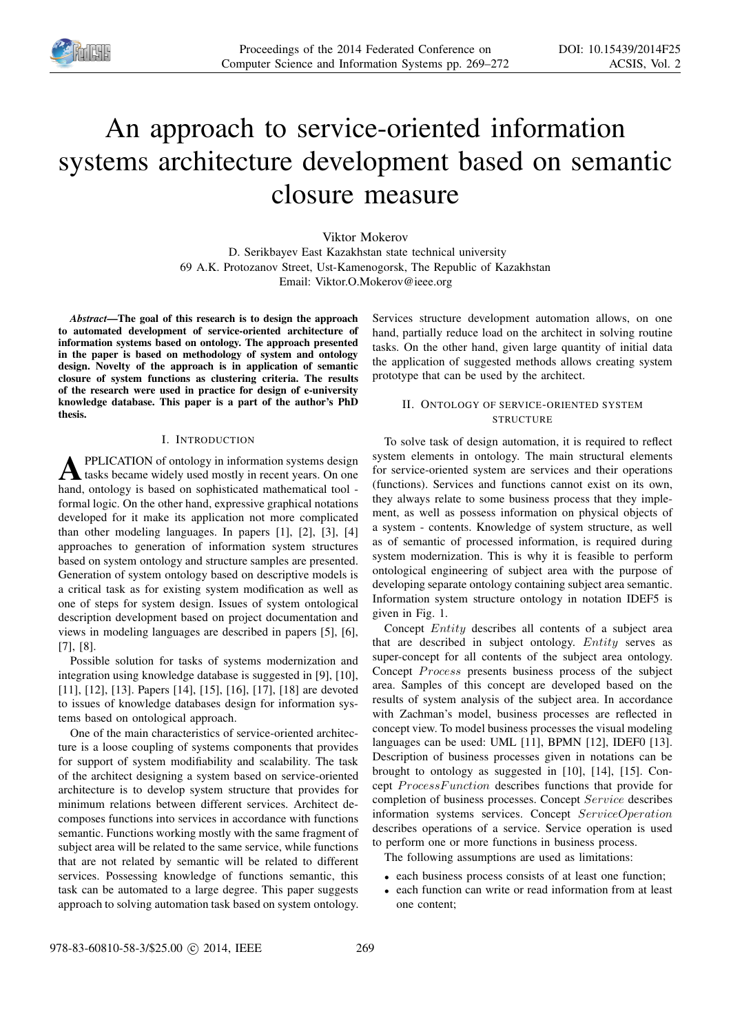# An approach to service-oriented information systems architecture development based on semantic closure measure

Viktor Mokerov
D. Serikbayev East Kazakhstan state technical university
69 A.K. Protozanov Street, Ust-Kamenogorsk, The Republic of Kazakhstan
Email: Viktor.O.Mokerov@ieee.org

***Abstract*—The goal of this research is to design the approach to automated development of service-oriented architecture of information systems based on ontology. The approach presented in the paper is based on methodology of system and ontology design. Novelty of the approach is in application of semantic closure of system functions as clustering criteria. The results of the research were used in practice for design of e-university knowledge database. This paper is a part of the author's PhD thesis.**

## I. Introduction

APPLICATION of ontology in information systems design tasks became widely used mostly in recent years. On one hand, ontology is based on sophisticated mathematical tool - formal logic. On the other hand, expressive graphical notations developed for it make its application not more complicated than other modeling languages. In papers [1], [2], [3], [4] approaches to generation of information system structures based on system ontology and structure samples are presented. Generation of system ontology based on descriptive models is a critical task as for existing system modification as well as one of steps for system design. Issues of system ontological description development based on project documentation and views in modeling languages are described in papers [5], [6], [7], [8].

Possible solution for tasks of systems modernization and integration using knowledge database is suggested in [9], [10], [11], [12], [13]. Papers [14], [15], [16], [17], [18] are devoted to issues of knowledge databases design for information systems based on ontological approach.

One of the main characteristics of service-oriented architecture is a loose coupling of systems components that provides for support of system modifiability and scalability. The task of the architect designing a system based on service-oriented architecture is to develop system structure that provides for minimum relations between different services. Architect decomposes functions into services in accordance with functions semantic. Functions working mostly with the same fragment of subject area will be related to the same service, while functions that are not related by semantic will be related to different services. Possessing knowledge of functions semantic, this task can be automated to a large degree. This paper suggests approach to solving automation task based on system ontology. Services structure development automation allows, on one hand, partially reduce load on the architect in solving routine tasks. On the other hand, given large quantity of initial data the application of suggested methods allows creating system prototype that can be used by the architect.

## II. Ontology of service-oriented system structure

To solve task of design automation, it is required to reflect system elements in ontology. The main structural elements for service-oriented system are services and their operations (functions). Services and functions cannot exist on its own, they always relate to some business process that they implement, as well as possess information on physical objects of a system - contents. Knowledge of system structure, as well as of semantic of processed information, is required during system modernization. This is why it is feasible to perform ontological engineering of subject area with the purpose of developing separate ontology containing subject area semantic. Information system structure ontology in notation IDEF5 is given in Fig. 1.

Concept $Entity$ describes all contents of a subject area that are described in subject ontology. $Entity$ serves as super-concept for all contents of the subject area ontology. Concept $Process$ presents business process of the subject area. Samples of this concept are developed based on the results of system analysis of the subject area. In accordance with Zachman's model, business processes are reflected in concept view. To model business processes the visual modeling languages can be used: UML [11], BPMN [12], IDEF0 [13]. Description of business processes given in notations can be brought to ontology as suggested in [10], [14], [15]. Concept $ProcessFunction$ describes functions that provide for completion of business processes. Concept $Service$ describes information systems services. Concept $ServiceOperation$ describes operations of a service. Service operation is used to perform one or more functions in business process.

The following assumptions are used as limitations:

- each business process consists of at least one function;
- each function can write or read information from at least one content;

978-83-60810-58-3/$25.00 © 2014, IEEE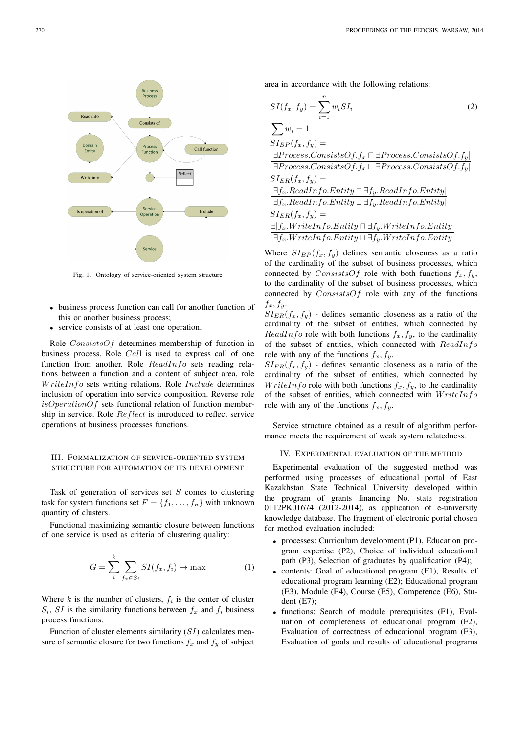Fig. 1. Ontology of service-oriented system structure

- business process function can call for another function of this or another business process;
- service consists of at least one operation.

Role $ConsistsOf$ determines membership of function in business process. Role $Call$ is used to express call of one function from another. Role $ReadInfo$ sets reading relations between a function and a content of subject area, role $WriteInfo$ sets writing relations. Role $Include$ determines inclusion of operation into service composition. Reverse role $isOperationOf$ sets functional relation of function membership in service. Role $Reflect$ is introduced to reflect service operations at business processes functions.

## III. Formalization of Service-Oriented System Structure for Automation of Its Development

Task of generation of services set $S$ comes to clustering task for system functions set $F = \{f_1, \ldots, f_n\}$ with unknown quantity of clusters.

Functional maximizing semantic closure between functions of one service is used as criteria of clustering quality:

$$G = \sum_{i}^{k} \sum_{f_x \in S_i} SI(f_x, f_i) \rightarrow \max \tag{1}$$

Where $k$ is the number of clusters, $f_i$ is the center of cluster $S_i$, $SI$ is the similarity functions between $f_x$ and $f_i$ business process functions.

Function of cluster elements similarity ($SI$) calculates measure of semantic closure for two functions $f_x$ and $f_y$ of subject area in accordance with the following relations:

$$SI(f_x, f_y) = \sum_{i=1}^{n} w_i SI_i \tag{2}$$

$$\sum w_i = 1$$

$$SI_{BP}(f_x, f_y) = \frac{|\exists Process.ConsistsOf.f_x \sqcap \exists Process.ConsistsOf.f_y|}{|\exists Process.ConsistsOf.f_x \sqcup \exists Process.ConsistsOf.f_y|}$$

$$SI_{ER}(f_x, f_y) = \frac{|\exists f_x.ReadInfo.Entity \sqcap \exists f_y.ReadInfo.Entity|}{|\exists f_x.ReadInfo.Entity \sqcup \exists f_y.ReadInfo.Entity|}$$

$$SI_{ER}(f_x, f_y) = \frac{\exists |f_x.WriteInfo.Entity \sqcap \exists f_y.WriteInfo.Entity|}{|\exists f_x.WriteInfo.Entity \sqcup \exists f_y.WriteInfo.Entity|}$$

Where $SI_{BP}(f_x, f_y)$ defines semantic closeness as a ratio of the cardinality of the subset of business processes, which connected by $ConsistsOf$ role with both functions $f_x, f_y$, to the cardinality of the subset of business processes, which connected by $ConsistsOf$ role with any of the functions $f_x, f_y$.

$SI_{ER}(f_x, f_y)$ - defines semantic closeness as a ratio of the cardinality of the subset of entities, which connected by $ReadInfo$ role with both functions $f_x, f_y$, to the cardinality of the subset of entities, which connected with $ReadInfo$ role with any of the functions $f_x, f_y$.

$SI_{ER}(f_x, f_y)$ - defines semantic closeness as a ratio of the cardinality of the subset of entities, which connected by $WriteInfo$ role with both functions $f_x, f_y$, to the cardinality of the subset of entities, which connected with $WriteInfo$ role with any of the functions $f_x, f_y$.

Service structure obtained as a result of algorithm performance meets the requirement of weak system relatedness.

## IV. Experimental Evaluation of the Method

Experimental evaluation of the suggested method was performed using processes of educational portal of East Kazakhstan State Technical University developed within the program of grants financing No. state registration 0112PK01674 (2012-2014), as application of e-university knowledge database. The fragment of electronic portal chosen for method evaluation included:

- processes: Curriculum development (P1), Education program expertise (P2), Choice of individual educational path (P3), Selection of graduates by qualification (P4);
- contents: Goal of educational program (E1), Results of educational program learning (E2); Educational program (E3), Module (E4), Course (E5), Competence (E6), Student (E7);
- functions: Search of module prerequisites (F1), Evaluation of completeness of educational program (F2), Evaluation of correctness of educational program (F3), Evaluation of goals and results of educational programs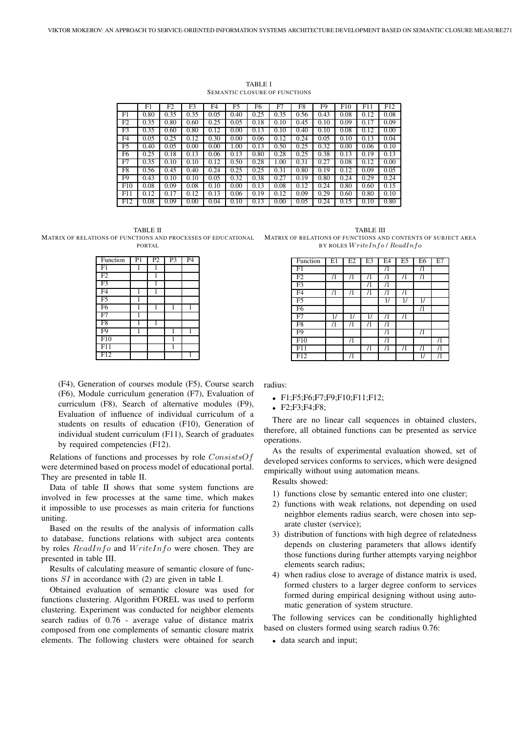TABLE I
SEMANTIC CLOSURE OF FUNCTIONS

| | F1 | F2 | F3 | F4 | F5 | F6 | F7 | F8 | F9 | F10 | F11 | F12 |
|---|---|---|---|---|---|---|---|---|---|---|---|---|
| F1 | 0.80 | 0.35 | 0.35 | 0.05 | 0.40 | 0.25 | 0.35 | 0.56 | 0.43 | 0.08 | 0.12 | 0.08 |
| F2 | 0.35 | 0.80 | 0.60 | 0.25 | 0.05 | 0.18 | 0.10 | 0.45 | 0.10 | 0.09 | 0.17 | 0.09 |
| F3 | 0.35 | 0.60 | 0.80 | 0.12 | 0.00 | 0.13 | 0.10 | 0.40 | 0.10 | 0.08 | 0.12 | 0.00 |
| F4 | 0.05 | 0.25 | 0.12 | 0.30 | 0.00 | 0.06 | 0.12 | 0.24 | 0.05 | 0.10 | 0.13 | 0.04 |
| F5 | 0.40 | 0.05 | 0.00 | 0.00 | 1.00 | 0.13 | 0.50 | 0.25 | 0.32 | 0.00 | 0.06 | 0.10 |
| F6 | 0.25 | 0.18 | 0.13 | 0.06 | 0.13 | 0.80 | 0.28 | 0.25 | 0.38 | 0.13 | 0.19 | 0.13 |
| F7 | 0.35 | 0.10 | 0.10 | 0.12 | 0.50 | 0.28 | 1.00 | 0.31 | 0.27 | 0.08 | 0.12 | 0.00 |
| F8 | 0.56 | 0.45 | 0.40 | 0.24 | 0.25 | 0.25 | 0.31 | 0.80 | 0.19 | 0.12 | 0.09 | 0.05 |
| F9 | 0.43 | 0.10 | 0.10 | 0.05 | 0.32 | 0.38 | 0.27 | 0.19 | 0.80 | 0.24 | 0.29 | 0.24 |
| F10 | 0.08 | 0.09 | 0.08 | 0.10 | 0.00 | 0.13 | 0.08 | 0.12 | 0.24 | 0.80 | 0.60 | 0.15 |
| F11 | 0.12 | 0.17 | 0.12 | 0.13 | 0.06 | 0.19 | 0.12 | 0.09 | 0.29 | 0.60 | 0.80 | 0.10 |
| F12 | 0.08 | 0.09 | 0.00 | 0.04 | 0.10 | 0.13 | 0.00 | 0.05 | 0.24 | 0.15 | 0.10 | 0.80 |

TABLE II
MATRIX OF RELATIONS OF FUNCTIONS AND PROCESSES OF EDUCATIONAL PORTAL

| Function | P1 | P2 | P3 | P4 |
|---|---|---|---|---|
| F1 | 1 | 1 | | |
| F2 | | 1 | | |
| F3 | | 1 | | |
| F4 | 1 | 1 | | |
| F5 | 1 | | | |
| F6 | 1 | 1 | 1 | 1 |
| F7 | 1 | | | |
| F8 | 1 | 1 | | |
| F9 | 1 | | 1 | 1 |
| F10 | | | 1 | |
| F11 | | | 1 | |
| F12 | | | | 1 |

TABLE III
MATRIX OF RELATIONS OF FUNCTIONS AND CONTENTS OF SUBJECT AREA BY ROLES $WriteInfo$ / $ReadInfo$

| Function | E1 | E2 | E3 | E4 | E5 | E6 | E7 |
|---|---|---|---|---|---|---|---|
| F1 | | | | /1 | | /1 | |
| F2 | /1 | /1 | /1 | /1 | /1 | /1 | |
| F3 | | | /1 | /1 | | | |
| F4 | /1 | /1 | /1 | /1 | /1 | | |
| F5 | | | | 1/ | 1/ | 1/ | |
| F6 | | | | | | /1 | |
| F7 | 1/ | 1/ | 1/ | /1 | /1 | | |
| F8 | /1 | /1 | /1 | /1 | | | |
| F9 | | | | /1 | | /1 | |
| F10 | | /1 | | /1 | | | /1 |
| F11 | | | /1 | /1 | /1 | /1 | /1 |
| F12 | | /1 | | | | 1/ | /1 |

(F4), Generation of courses module (F5), Course search (F6), Module curriculum generation (F7), Evaluation of curriculum (F8), Search of alternative modules (F9), Evaluation of influence of individual curriculum of a students on results of education (F10), Generation of individual student curriculum (F11), Search of graduates by required competencies (F12).

Relations of functions and processes by role $ConsistsOf$ were determined based on process model of educational portal. They are presented in table II.

Data of table II shows that some system functions are involved in few processes at the same time, which makes it impossible to use processes as main criteria for functions uniting.

Based on the results of the analysis of information calls to database, functions relations with subject area contents by roles $ReadInfo$ and $WriteInfo$ were chosen. They are presented in table III.

Results of calculating measure of semantic closure of functions $SI$ in accordance with (2) are given in table I.

Obtained evaluation of semantic closure was used for functions clustering. Algorithm FOREL was used to perform clustering. Experiment was conducted for neighbor elements search radius of 0.76 - average value of distance matrix composed from one complements of semantic closure matrix elements. The following clusters were obtained for search radius:

- F1;F5;F6;F7;F9;F10;F11;F12;
- F2;F3;F4;F8;

There are no linear call sequences in obtained clusters, therefore, all obtained functions can be presented as service operations.

As the results of experimental evaluation showed, set of developed services conforms to services, which were designed empirically without using automation means.

Results showed:

1) functions close by semantic entered into one cluster;
2) functions with weak relations, not depending on used neighbor elements radius search, were chosen into separate cluster (service);
3) distribution of functions with high degree of relatedness depends on clustering parameters that allows identify those functions during further attempts varying neighbor elements search radius;
4) when radius close to average of distance matrix is used, formed clusters to a larger degree conform to services formed during empirical designing without using automatic generation of system structure.

The following services can be conditionally highlighted based on clusters formed using search radius 0.76:

- data search and input;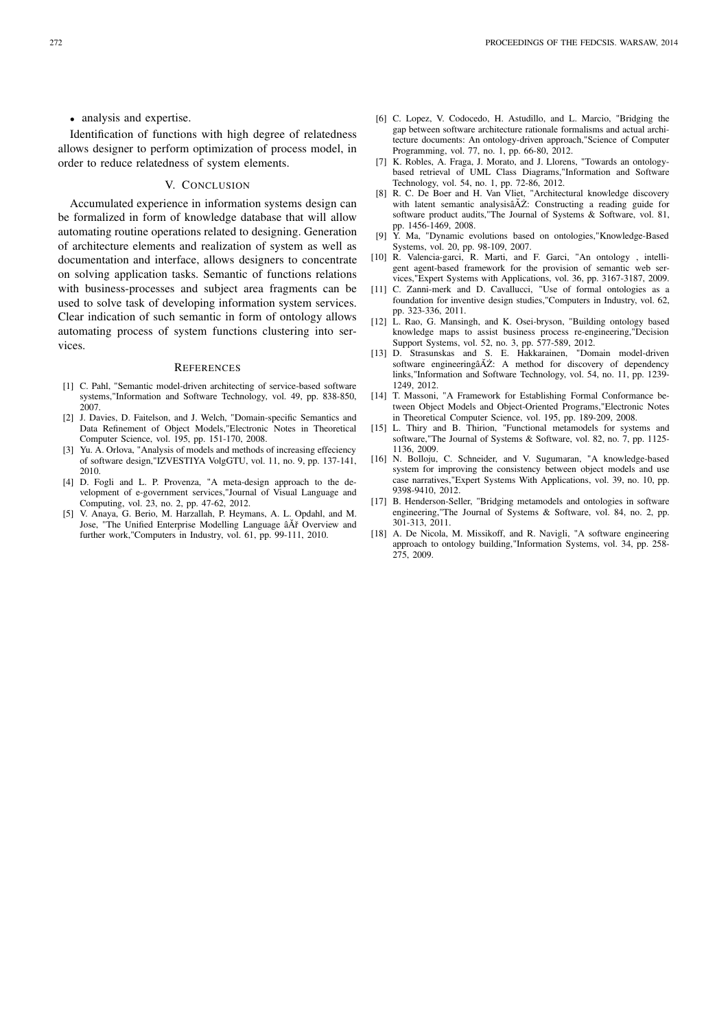- analysis and expertise.

Identification of functions with high degree of relatedness allows designer to perform optimization of process model, in order to reduce relatedness of system elements.

## V. Conclusion

Accumulated experience in information systems design can be formalized in form of knowledge database that will allow automating routine operations related to designing. Generation of architecture elements and realization of system as well as documentation and interface, allows designers to concentrate on solving application tasks. Semantic of functions relations with business-processes and subject area fragments can be used to solve task of developing information system services. Clear indication of such semantic in form of ontology allows automating process of system functions clustering into services.

## References

[1] C. Pahl, "Semantic model-driven architecting of service-based software systems,"Information and Software Technology, vol. 49, pp. 838-850, 2007.

[2] J. Davies, D. Faitelson, and J. Welch, "Domain-specific Semantics and Data Refinement of Object Models,"Electronic Notes in Theoretical Computer Science, vol. 195, pp. 151-170, 2008.

[3] Yu. A. Orlova, "Analysis of models and methods of increasing effeciency of software design,"IZVESTIYA VolgGTU, vol. 11, no. 9, pp. 137-141, 2010.

[4] D. Fogli and L. P. Provenza, "A meta-design approach to the development of e-government services,"Journal of Visual Language and Computing, vol. 23, no. 2, pp. 47-62, 2012.

[5] V. Anaya, G. Berio, M. Harzallah, P. Heymans, A. L. Opdahl, and M. Jose, "The Unified Enterprise Modelling Language âĂŘ Overview and further work,"Computers in Industry, vol. 61, pp. 99-111, 2010.

[6] C. Lopez, V. Codocedo, H. Astudillo, and L. Marcio, "Bridging the gap between software architecture rationale formalisms and actual architecture documents: An ontology-driven approach,"Science of Computer Programming, vol. 77, no. 1, pp. 66-80, 2012.

[7] K. Robles, A. Fraga, J. Morato, and J. Llorens, "Towards an ontology-based retrieval of UML Class Diagrams,"Information and Software Technology, vol. 54, no. 1, pp. 72-86, 2012.

[8] R. C. De Boer and H. Van Vliet, "Architectural knowledge discovery with latent semantic analysisâĂŽ: Constructing a reading guide for software product audits,"The Journal of Systems & Software, vol. 81, pp. 1456-1469, 2008.

[9] Y. Ma, "Dynamic evolutions based on ontologies,"Knowledge-Based Systems, vol. 20, pp. 98-109, 2007.

[10] R. Valencia-garci, R. Marti, and F. Garci, "An ontology , intelligent agent-based framework for the provision of semantic web services,"Expert Systems with Applications, vol. 36, pp. 3167-3187, 2009.

[11] C. Zanni-merk and D. Cavallucci, "Use of formal ontologies as a foundation for inventive design studies,"Computers in Industry, vol. 62, pp. 323-336, 2011.

[12] L. Rao, G. Mansingh, and K. Osei-bryson, "Building ontology based knowledge maps to assist business process re-engineering,"Decision Support Systems, vol. 52, no. 3, pp. 577-589, 2012.

[13] D. Strasunskas and S. E. Hakkarainen, "Domain model-driven software engineeringâĂŽ: A method for discovery of dependency links,"Information and Software Technology, vol. 54, no. 11, pp. 1239-1249, 2012.

[14] T. Massoni, "A Framework for Establishing Formal Conformance between Object Models and Object-Oriented Programs,"Electronic Notes in Theoretical Computer Science, vol. 195, pp. 189-209, 2008.

[15] L. Thiry and B. Thirion, "Functional metamodels for systems and software,"The Journal of Systems & Software, vol. 82, no. 7, pp. 1125-1136, 2009.

[16] N. Bolloju, C. Schneider, and V. Sugumaran, "A knowledge-based system for improving the consistency between object models and use case narratives,"Expert Systems With Applications, vol. 39, no. 10, pp. 9398-9410, 2012.

[17] B. Henderson-Seller, "Bridging metamodels and ontologies in software engineering,"The Journal of Systems & Software, vol. 84, no. 2, pp. 301-313, 2011.

[18] A. De Nicola, M. Missikoff, and R. Navigli, "A software engineering approach to ontology building,"Information Systems, vol. 34, pp. 258-275, 2009.